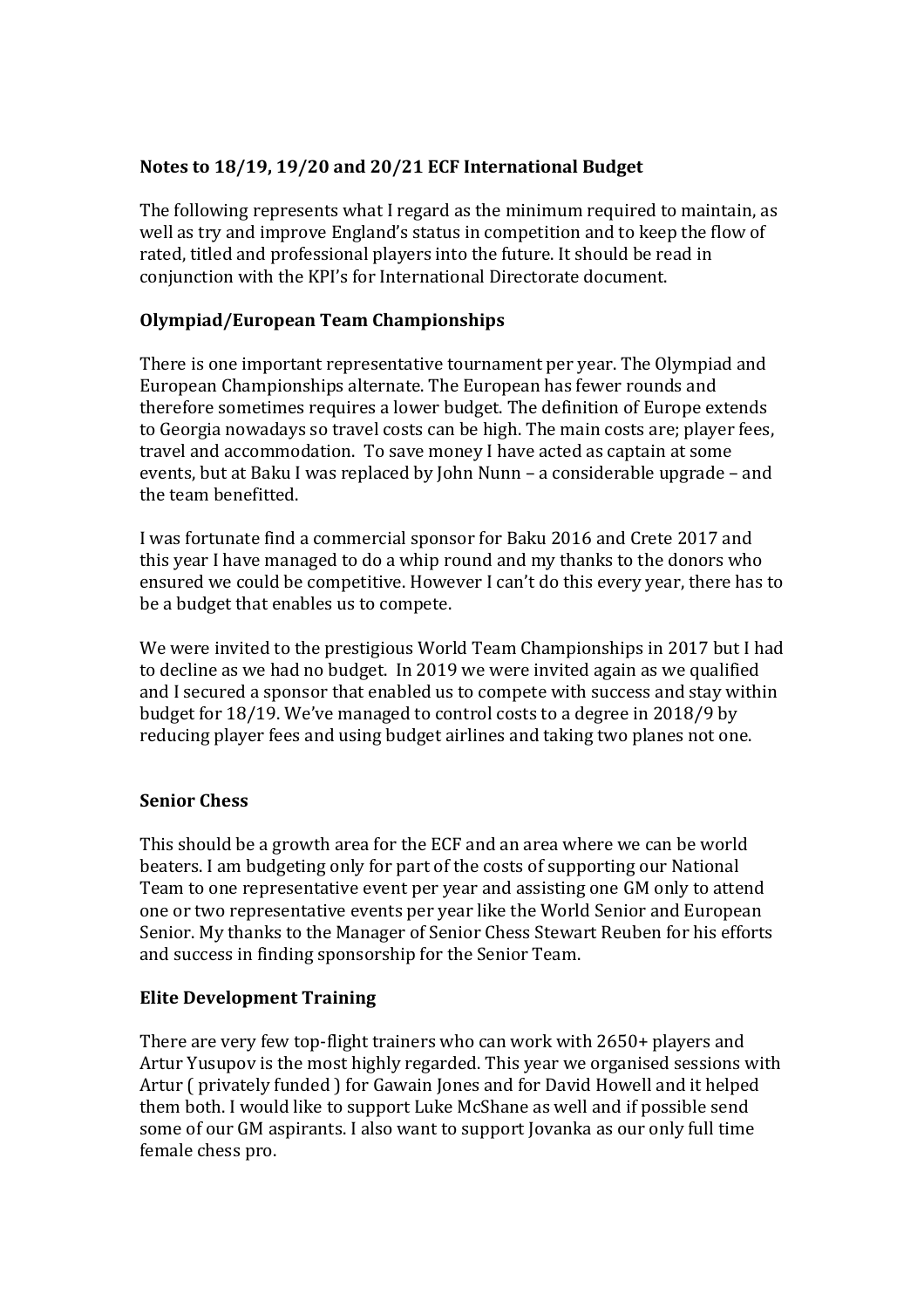**Notes to 18/19, 19/20 and 20/21 ECF International Budget**

The following represents what I regard as the minimum required to maintain, as well as try and improve England's status in competition and to keep the flow of rated, titled and professional players into the future. It should be read in conjunction with the KPI's for International Directorate document.

**Olympiad/European Team Championships**

There is one important representative tournament per year. The Olympiad and European Championships alternate. The European has fewer rounds and therefore sometimes requires a lower budget. The definition of Europe extends to Georgia nowadays so travel costs can be high. The main costs are; player fees, travel and accommodation. To save money I have acted as captain at some events, but at Baku I was replaced by John Nunn – a considerable upgrade – and the team benefitted.

I was fortunate find a commercial sponsor for Baku 2016 and Crete 2017 and this year I have managed to do a whip round and my thanks to the donors who ensured we could be competitive. However I can't do this every year, there has to be a budget that enables us to compete.

We were invited to the prestigious World Team Championships in 2017 but I had to decline as we had no budget. In 2019 we were invited again as we qualified and I secured a sponsor that enabled us to compete with success and stay within budget for 18/19. We've managed to control costs to a degree in 2018/9 by reducing player fees and using budget airlines and taking two planes not one.

**Senior Chess**

This should be a growth area for the ECF and an area where we can be world beaters. I am budgeting only for part of the costs of supporting our National Team to one representative event per year and assisting one GM only to attend one or two representative events per year like the World Senior and European Senior. My thanks to the Manager of Senior Chess Stewart Reuben for his efforts and success in finding sponsorship for the Senior Team.

**Elite Development Training**

There are very few top-flight trainers who can work with 2650+ players and Artur Yusupov is the most highly regarded. This year we organised sessions with Artur ( privately funded ) for Gawain Jones and for David Howell and it helped them both. I would like to support Luke McShane as well and if possible send some of our GM aspirants. I also want to support Jovanka as our only full time female chess pro.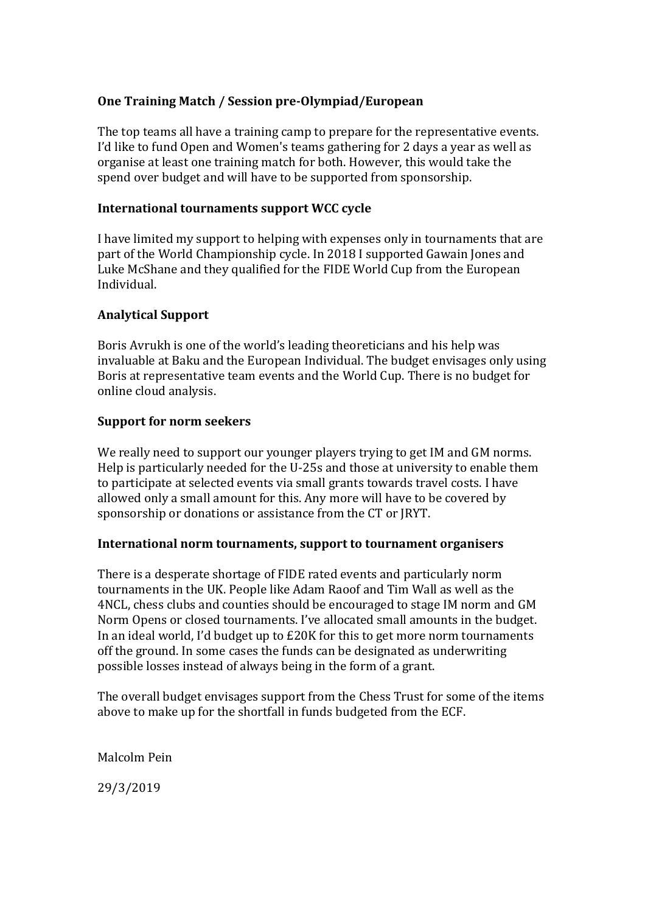**One Training Match / Session pre-Olympiad/European**

The top teams all have a training camp to prepare for the representative events. I'd like to fund Open and Women's teams gathering for 2 days a year as well as organise at least one training match for both. However, this would take the spend over budget and will have to be supported from sponsorship.

**International tournaments support WCC cycle**

I have limited my support to helping with expenses only in tournaments that are part of the World Championship cycle. In 2018 I supported Gawain Jones and Luke McShane and they qualified for the FIDE World Cup from the European Individual.

**Analytical Support**

Boris Avrukh is one of the world's leading theoreticians and his help was invaluable at Baku and the European Individual. The budget envisages only using Boris at representative team events and the World Cup. There is no budget for online cloud analysis.

**Support for norm seekers**

We really need to support our younger players trying to get IM and GM norms. Help is particularly needed for the U-25s and those at university to enable them to participate at selected events via small grants towards travel costs. I have allowed only a small amount for this. Any more will have to be covered by sponsorship or donations or assistance from the CT or JRYT.

**International norm tournaments, support to tournament organisers**

There is a desperate shortage of FIDE rated events and particularly norm tournaments in the UK. People like Adam Raoof and Tim Wall as well as the 4NCL, chess clubs and counties should be encouraged to stage IM norm and GM Norm Opens or closed tournaments. I've allocated small amounts in the budget. In an ideal world, I'd budget up to £20K for this to get more norm tournaments off the ground. In some cases the funds can be designated as underwriting possible losses instead of always being in the form of a grant.

The overall budget envisages support from the Chess Trust for some of the items above to make up for the shortfall in funds budgeted from the ECF.

Malcolm Pein

29/3/2019